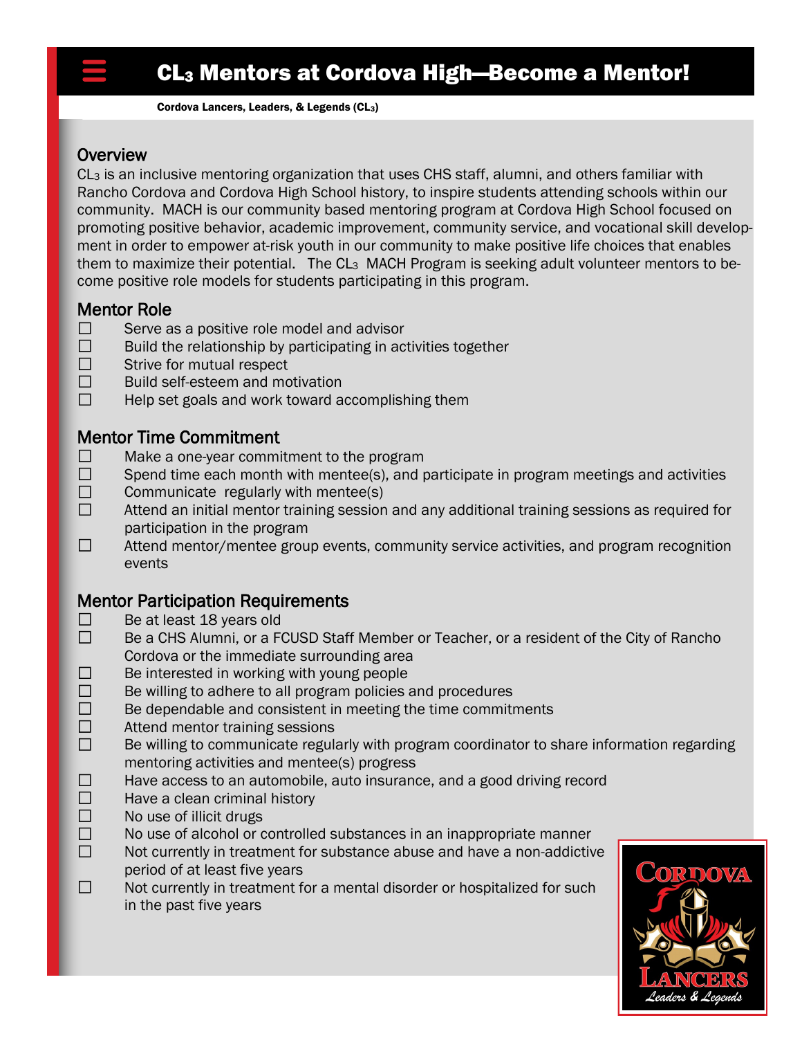# CL$_3$ Mentors at Cordova High—Become a Mentor!

**Cordova Lancers, Leaders, & Legends (CL$_3$)**

## Overview

CL$_3$ is an inclusive mentoring organization that uses CHS staff, alumni, and others familiar with Rancho Cordova and Cordova High School history, to inspire students attending schools within our community. MACH is our community based mentoring program at Cordova High School focused on promoting positive behavior, academic improvement, community service, and vocational skill development in order to empower at-risk youth in our community to make positive life choices that enables them to maximize their potential. The CL$_3$ MACH Program is seeking adult volunteer mentors to become positive role models for students participating in this program.

## Mentor Role

- ☐ Serve as a positive role model and advisor
- ☐ Build the relationship by participating in activities together
- ☐ Strive for mutual respect
- ☐ Build self-esteem and motivation
- ☐ Help set goals and work toward accomplishing them

## Mentor Time Commitment

- ☐ Make a one-year commitment to the program
- ☐ Spend time each month with mentee(s), and participate in program meetings and activities
- ☐ Communicate regularly with mentee(s)
- ☐ Attend an initial mentor training session and any additional training sessions as required for participation in the program
- ☐ Attend mentor/mentee group events, community service activities, and program recognition events

## Mentor Participation Requirements

- ☐ Be at least 18 years old
- ☐ Be a CHS Alumni, or a FCUSD Staff Member or Teacher, or a resident of the City of Rancho Cordova or the immediate surrounding area
- ☐ Be interested in working with young people
- ☐ Be willing to adhere to all program policies and procedures
- ☐ Be dependable and consistent in meeting the time commitments
- ☐ Attend mentor training sessions
- ☐ Be willing to communicate regularly with program coordinator to share information regarding mentoring activities and mentee(s) progress
- ☐ Have access to an automobile, auto insurance, and a good driving record
- ☐ Have a clean criminal history
- ☐ No use of illicit drugs
- ☐ No use of alcohol or controlled substances in an inappropriate manner
- ☐ Not currently in treatment for substance abuse and have a non-addictive period of at least five years
- ☐ Not currently in treatment for a mental disorder or hospitalized for such in the past five years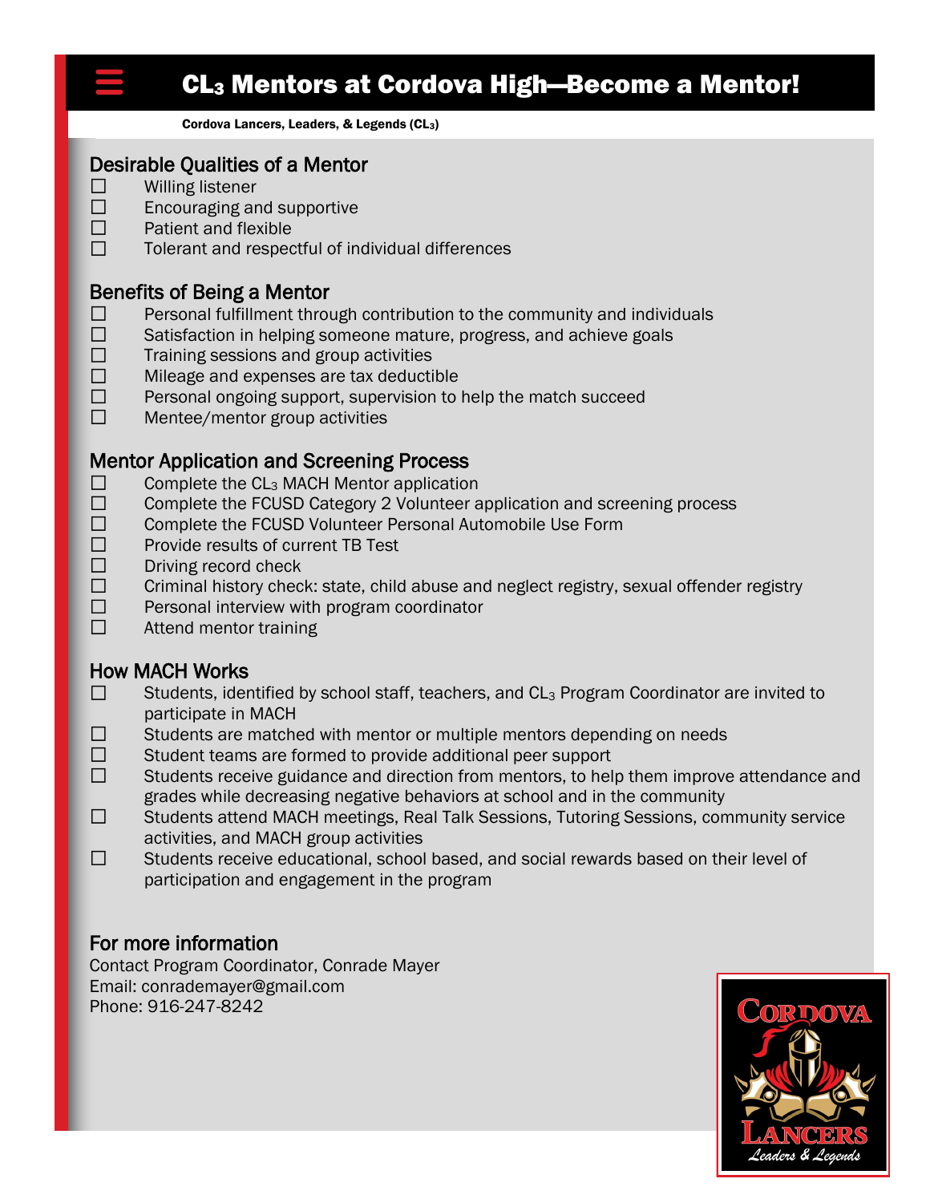# CL$_3$ Mentors at Cordova High—Become a Mentor!

Cordova Lancers, Leaders, & Legends (CL$_3$)

## Desirable Qualities of a Mentor

- ☐ Willing listener
- ☐ Encouraging and supportive
- ☐ Patient and flexible
- ☐ Tolerant and respectful of individual differences

## Benefits of Being a Mentor

- ☐ Personal fulfillment through contribution to the community and individuals
- ☐ Satisfaction in helping someone mature, progress, and achieve goals
- ☐ Training sessions and group activities
- ☐ Mileage and expenses are tax deductible
- ☐ Personal ongoing support, supervision to help the match succeed
- ☐ Mentee/mentor group activities

## Mentor Application and Screening Process

- ☐ Complete the CL$_3$ MACH Mentor application
- ☐ Complete the FCUSD Category 2 Volunteer application and screening process
- ☐ Complete the FCUSD Volunteer Personal Automobile Use Form
- ☐ Provide results of current TB Test
- ☐ Driving record check
- ☐ Criminal history check: state, child abuse and neglect registry, sexual offender registry
- ☐ Personal interview with program coordinator
- ☐ Attend mentor training

## How MACH Works

- ☐ Students, identified by school staff, teachers, and CL$_3$ Program Coordinator are invited to participate in MACH
- ☐ Students are matched with mentor or multiple mentors depending on needs
- ☐ Student teams are formed to provide additional peer support
- ☐ Students receive guidance and direction from mentors, to help them improve attendance and grades while decreasing negative behaviors at school and in the community
- ☐ Students attend MACH meetings, Real Talk Sessions, Tutoring Sessions, community service activities, and MACH group activities
- ☐ Students receive educational, school based, and social rewards based on their level of participation and engagement in the program

## For more information

Contact Program Coordinator, Conrade Mayer
Email: conrademayer@gmail.com
Phone: 916-247-8242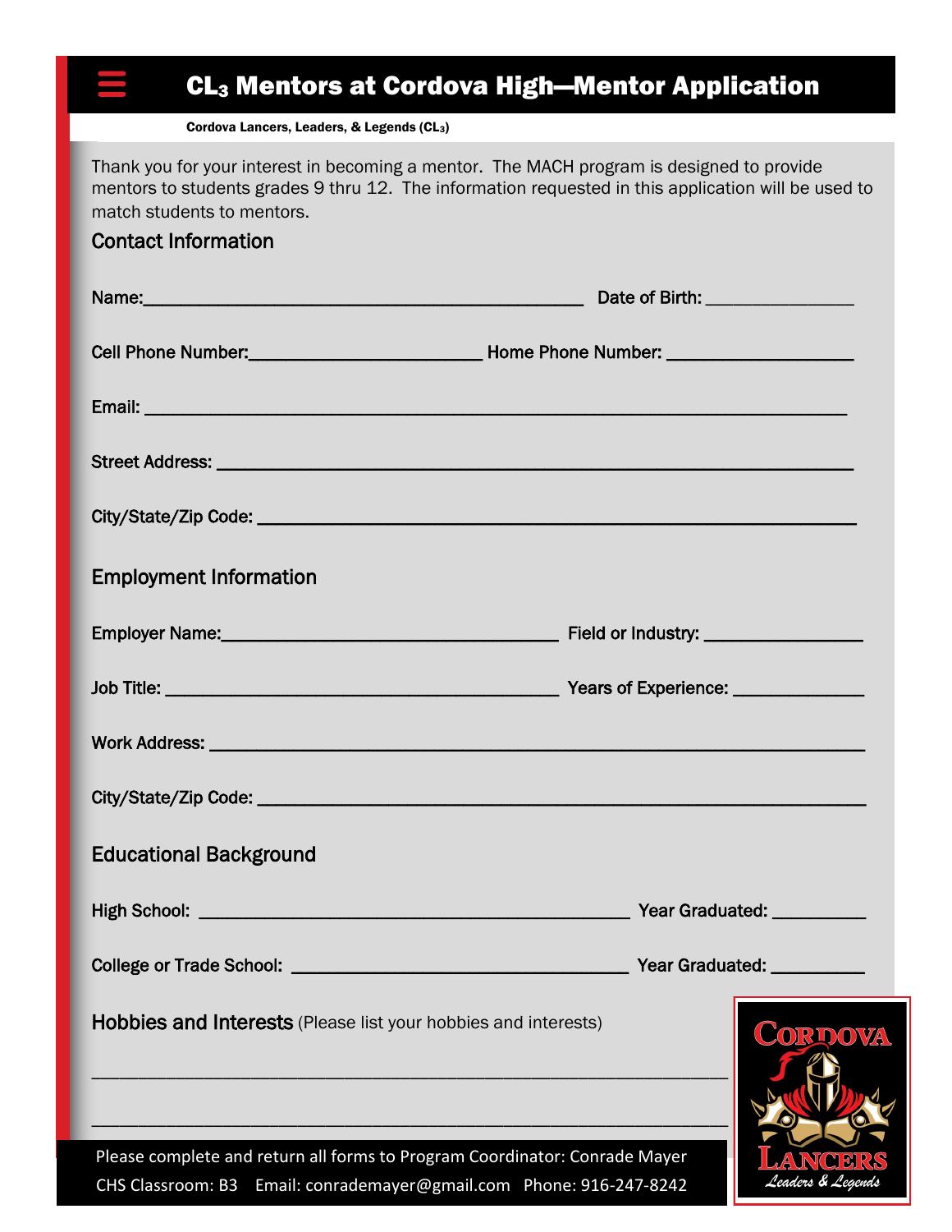# $CL_3$ Mentors at Cordova High—Mentor Application

**Cordova Lancers, Leaders, & Legends ($CL_3$)**

Thank you for your interest in becoming a mentor. The MACH program is designed to provide mentors to students grades 9 thru 12. The information requested in this application will be used to match students to mentors.

## Contact Information

Name:_______________________________________________ Date of Birth: _______________

Cell Phone Number:________________________ Home Phone Number: ___________________

Email: _________________________________________________________________________

Street Address: _________________________________________________________________

City/State/Zip Code: _____________________________________________________________

## Employment Information

Employer Name:__________________________________ Field or Industry: ________________

Job Title: ______________________________________ Years of Experience: _____________

Work Address: ___________________________________________________________________

City/State/Zip Code: _______________________________________________________________

## Educational Background

High School: ___________________________________________ Year Graduated: _________

College or Trade School: __________________________________ Year Graduated: _________

## Hobbies and Interests (Please list your hobbies and interests)

_________________________________________________________________________

_________________________________________________________________________

Please complete and return all forms to Program Coordinator: Conrade Mayer

CHS Classroom: B3 Email: conrademayer@gmail.com Phone: 916-247-8242

CORDOVA LANCERS Leaders & Legends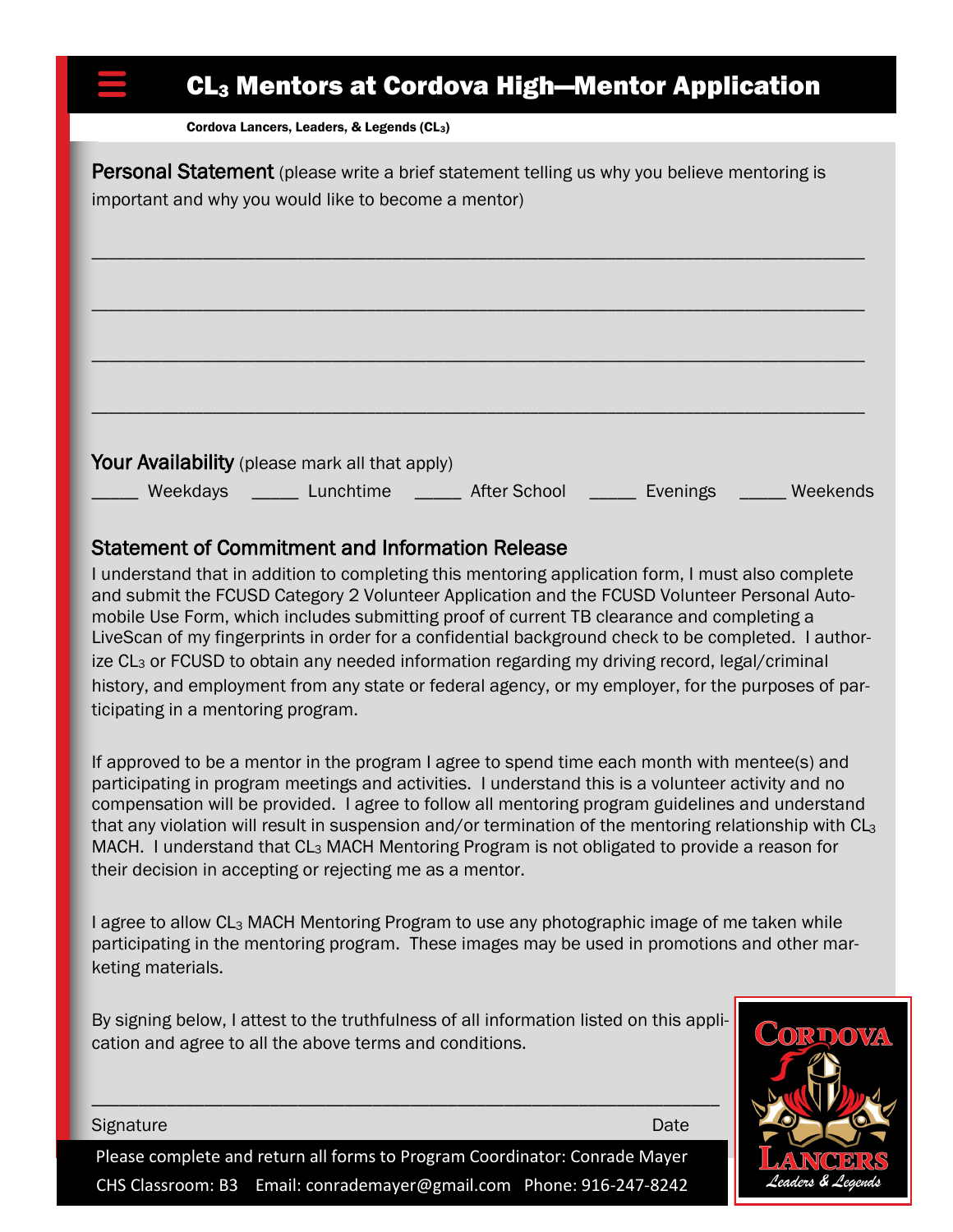# CL$_3$ Mentors at Cordova High—Mentor Application

Cordova Lancers, Leaders, & Legends (CL$_3$)

**Personal Statement** (please write a brief statement telling us why you believe mentoring is important and why you would like to become a mentor)

\_\_\_\_\_\_\_\_\_\_\_\_\_\_\_\_\_\_\_\_\_\_\_\_\_\_\_\_\_\_\_\_\_\_\_\_\_\_\_\_\_\_\_\_\_\_\_\_\_\_\_\_\_\_\_\_\_\_\_\_\_\_\_\_\_\_\_\_\_\_\_\_

\_\_\_\_\_\_\_\_\_\_\_\_\_\_\_\_\_\_\_\_\_\_\_\_\_\_\_\_\_\_\_\_\_\_\_\_\_\_\_\_\_\_\_\_\_\_\_\_\_\_\_\_\_\_\_\_\_\_\_\_\_\_\_\_\_\_\_\_\_\_\_\_

\_\_\_\_\_\_\_\_\_\_\_\_\_\_\_\_\_\_\_\_\_\_\_\_\_\_\_\_\_\_\_\_\_\_\_\_\_\_\_\_\_\_\_\_\_\_\_\_\_\_\_\_\_\_\_\_\_\_\_\_\_\_\_\_\_\_\_\_\_\_\_\_

\_\_\_\_\_\_\_\_\_\_\_\_\_\_\_\_\_\_\_\_\_\_\_\_\_\_\_\_\_\_\_\_\_\_\_\_\_\_\_\_\_\_\_\_\_\_\_\_\_\_\_\_\_\_\_\_\_\_\_\_\_\_\_\_\_\_\_\_\_\_\_\_

**Your Availability** (please mark all that apply)

\_\_\_\_\_ Weekdays \_\_\_\_\_ Lunchtime \_\_\_\_\_ After School \_\_\_\_\_ Evenings \_\_\_\_\_ Weekends

## Statement of Commitment and Information Release

I understand that in addition to completing this mentoring application form, I must also complete and submit the FCUSD Category 2 Volunteer Application and the FCUSD Volunteer Personal Automobile Use Form, which includes submitting proof of current TB clearance and completing a LiveScan of my fingerprints in order for a confidential background check to be completed. I authorize CL$_3$ or FCUSD to obtain any needed information regarding my driving record, legal/criminal history, and employment from any state or federal agency, or my employer, for the purposes of participating in a mentoring program.

If approved to be a mentor in the program I agree to spend time each month with mentee(s) and participating in program meetings and activities. I understand this is a volunteer activity and no compensation will be provided. I agree to follow all mentoring program guidelines and understand that any violation will result in suspension and/or termination of the mentoring relationship with CL$_3$ MACH. I understand that CL$_3$ MACH Mentoring Program is not obligated to provide a reason for their decision in accepting or rejecting me as a mentor.

I agree to allow CL$_3$ MACH Mentoring Program to use any photographic image of me taken while participating in the mentoring program. These images may be used in promotions and other marketing materials.

By signing below, I attest to the truthfulness of all information listed on this application and agree to all the above terms and conditions.

\_\_\_\_\_\_\_\_\_\_\_\_\_\_\_\_\_\_\_\_\_\_\_\_\_\_\_\_\_\_\_\_\_\_\_\_\_\_\_\_\_\_\_\_\_\_\_\_\_\_\_\_\_\_\_\_\_\_\_\_

Signature Date

Please complete and return all forms to Program Coordinator: Conrade Mayer

CHS Classroom: B3 Email: conrademayer@gmail.com Phone: 916-247-8242

Cordova Lancers
*Leaders & Legends*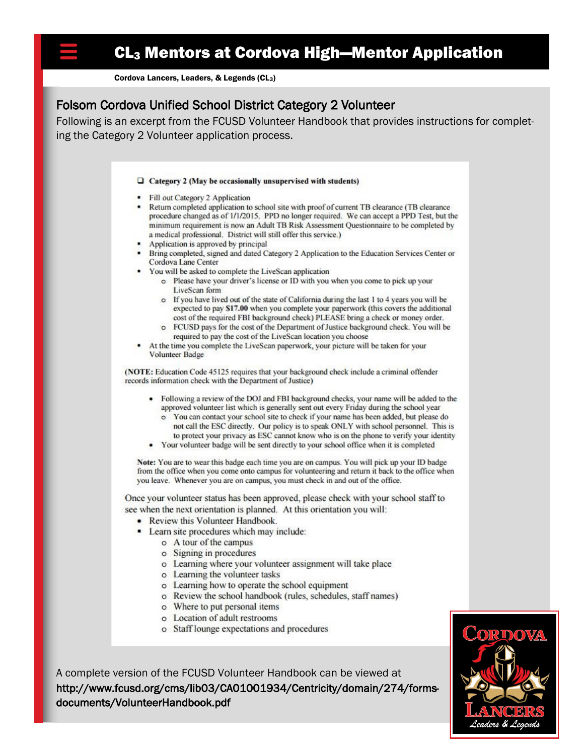# CL3 Mentors at Cordova High—Mentor Application

Cordova Lancers, Leaders, & Legends (CL3)

## Folsom Cordova Unified School District Category 2 Volunteer

Following is an excerpt from the FCUSD Volunteer Handbook that provides instructions for completing the Category 2 Volunteer application process.

❑ **Category 2 (May be occasionally unsupervised with students)**

- Fill out Category 2 Application
- Return completed application to school site with proof of current TB clearance (TB clearance procedure changed as of 1/1/2015. PPD no longer required. We can accept a PPD Test, but the minimum requirement is now an Adult TB Risk Assessment Questionnaire to be completed by a medical professional. District will still offer this service.)
- Application is approved by principal
- Bring completed, signed and dated Category 2 Application to the Education Services Center or Cordova Lane Center
- You will be asked to complete the LiveScan application
  - Please have your driver's license or ID with you when you come to pick up your LiveScan form
  - If you have lived out of the state of California during the last 1 to 4 years you will be expected to pay **$17.00** when you complete your paperwork (this covers the additional cost of the required FBI background check) PLEASE bring a check or money order.
  - FCUSD pays for the cost of the Department of Justice background check. You will be required to pay the cost of the LiveScan location you choose
- At the time you complete the LiveScan paperwork, your picture will be taken for your Volunteer Badge

(**NOTE:** Education Code 45125 requires that your background check include a criminal offender records information check with the Department of Justice)

- Following a review of the DOJ and FBI background checks, your name will be added to the approved volunteer list which is generally sent out every Friday during the school year
  - You can contact your school site to check if your name has been added, but please do not call the ESC directly. Our policy is to speak ONLY with school personnel. This is to protect your privacy as ESC cannot know who is on the phone to verify your identity
- Your volunteer badge will be sent directly to your school office when it is completed

**Note:** You are to wear this badge each time you are on campus. You will pick up your ID badge from the office when you come onto campus for volunteering and return it back to the office when you leave. Whenever you are on campus, you must check in and out of the office.

Once your volunteer status has been approved, please check with your school staff to see when the next orientation is planned. At this orientation you will:

- Review this Volunteer Handbook.
- Learn site procedures which may include:
  - A tour of the campus
  - Signing in procedures
  - Learning where your volunteer assignment will take place
  - Learning the volunteer tasks
  - Learning how to operate the school equipment
  - Review the school handbook (rules, schedules, staff names)
  - Where to put personal items
  - Location of adult restrooms
  - Staff lounge expectations and procedures

A complete version of the FCUSD Volunteer Handbook can be viewed at **http://www.fcusd.org/cms/lib03/CA01001934/Centricity/domain/274/forms-documents/VolunteerHandbook.pdf**

CORDOVA LANCERS
Leaders & Legends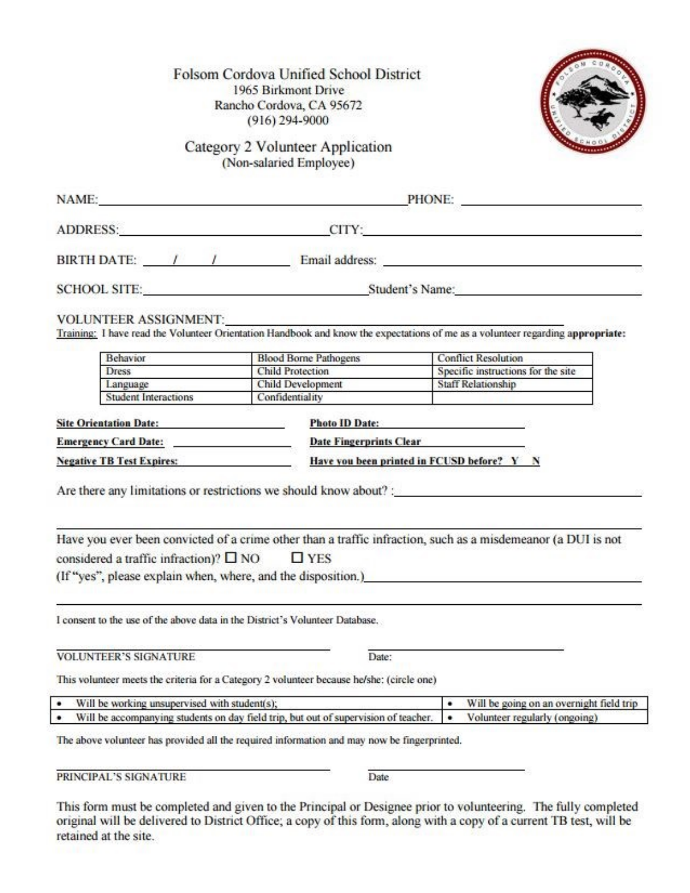Folsom Cordova Unified School District
1965 Birkmont Drive
Rancho Cordova, CA 95672
(916) 294-9000

# Category 2 Volunteer Application
(Non-salaried Employee)

NAME: ____________________ PHONE: ____________________

ADDRESS: ____________________ CITY: ____________________

BIRTH DATE: ___/___/___ Email address: ____________________

SCHOOL SITE: ____________________ Student's Name: ____________________

VOLUNTEER ASSIGNMENT: ____________________

Training: I have read the Volunteer Orientation Handbook and know the expectations of me as a volunteer regarding **appropriate:**

| Behavior | Blood Borne Pathogens | Conflict Resolution |
|---|---|---|
| Dress | Child Protection | Specific instructions for the site |
| Language | Child Development | Staff Relationship |
| Student Interactions | Confidentiality | |

**Site Orientation Date:** ____________________ **Photo ID Date:** ____________________

**Emergency Card Date:** ____________________ **Date Fingerprints Clear** ____________________

**Negative TB Test Expires:** ____________________ **Have you been printed in FCUSD before? Y N**

Are there any limitations or restrictions we should know about? : ____________________

Have you ever been convicted of a crime other than a traffic infraction, such as a misdemeanor (a DUI is not considered a traffic infraction)? ☐ NO ☐ YES
(If "yes", please explain when, where, and the disposition.) ____________________

I consent to the use of the above data in the District's Volunteer Database.

____________________ ____________________
VOLUNTEER'S SIGNATURE Date:

This volunteer meets the criteria for a Category 2 volunteer because he/she: (circle one)

| | |
|---|---|
| • Will be working unsupervised with student(s); | • Will be going on an overnight field trip |
| • Will be accompanying students on day field trip, but out of supervision of teacher. | • Volunteer regularly (ongoing) |

The above volunteer has provided all the required information and may now be fingerprinted.

____________________ ____________________
PRINCIPAL'S SIGNATURE Date

This form must be completed and given to the Principal or Designee prior to volunteering. The fully completed original will be delivered to District Office; a copy of this form, along with a copy of a current TB test, will be retained at the site.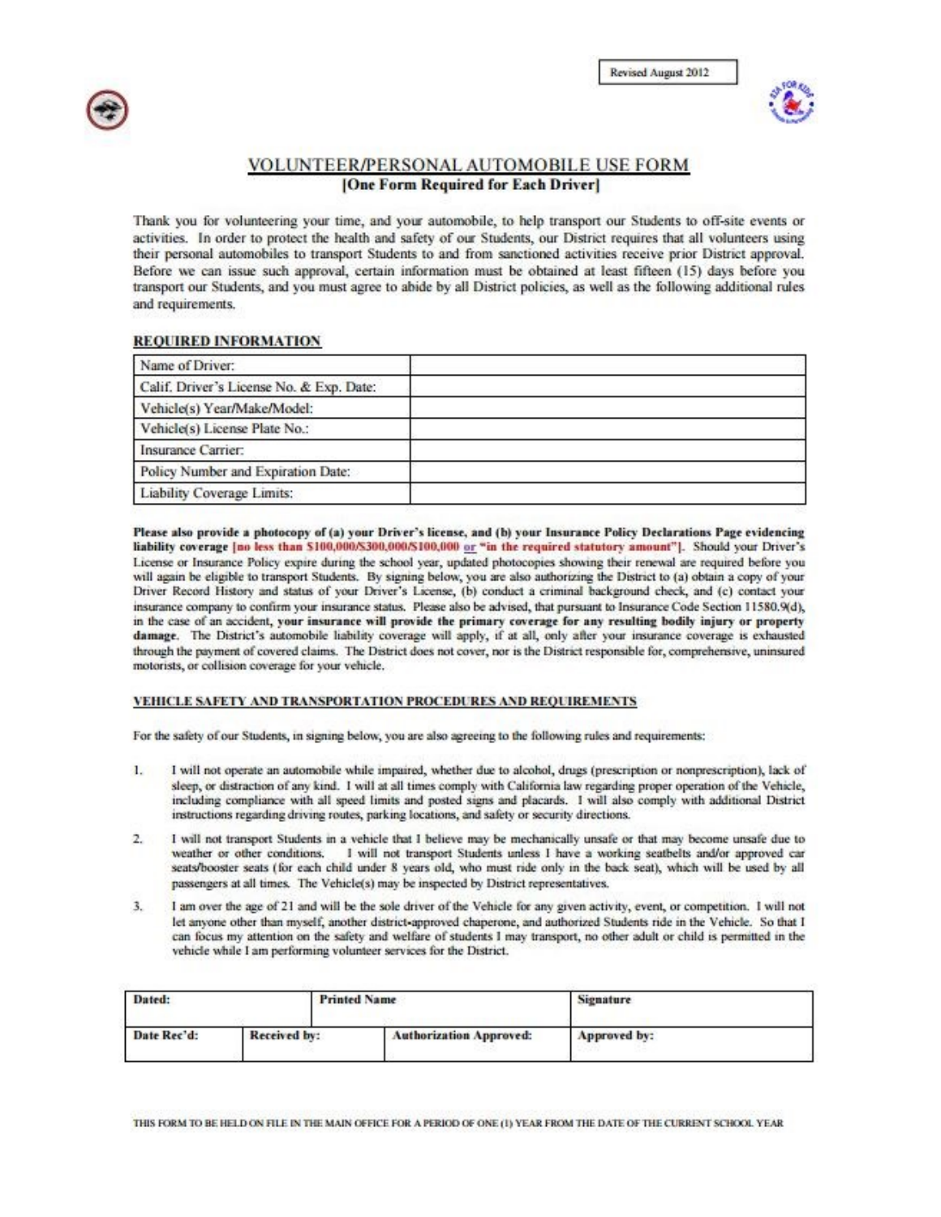Revised August 2012

# VOLUNTEER/PERSONAL AUTOMOBILE USE FORM

**[One Form Required for Each Driver]**

Thank you for volunteering your time, and your automobile, to help transport our Students to off-site events or activities. In order to protect the health and safety of our Students, our District requires that all volunteers using their personal automobiles to transport Students to and from sanctioned activities receive prior District approval. Before we can issue such approval, certain information must be obtained at least fifteen (15) days before you transport our Students, and you must agree to abide by all District policies, as well as the following additional rules and requirements.

## REQUIRED INFORMATION

| | |
|---|---|
| Name of Driver: | |
| Calif. Driver's License No. & Exp. Date: | |
| Vehicle(s) Year/Make/Model: | |
| Vehicle(s) License Plate No.: | |
| Insurance Carrier: | |
| Policy Number and Expiration Date: | |
| Liability Coverage Limits: | |

**Please also provide a photocopy of (a) your Driver's license, and (b) your Insurance Policy Declarations Page evidencing liability coverage [no less than $100,000/$300,000/$100,000 or "in the required statutory amount"].** Should your Driver's License or Insurance Policy expire during the school year, updated photocopies showing their renewal are required before you will again be eligible to transport Students. By signing below, you are also authorizing the District to (a) obtain a copy of your Driver Record History and status of your Driver's License, (b) conduct a criminal background check, and (c) contact your insurance company to confirm your insurance status. Please also be advised, that pursuant to Insurance Code Section 11580.9(d), in the case of an accident, **your insurance will provide the primary coverage for any resulting bodily injury or property damage.** The District's automobile liability coverage will apply, if at all, only after your insurance coverage is exhausted through the payment of covered claims. The District does not cover, nor is the District responsible for, comprehensive, uninsured motorists, or collision coverage for your vehicle.

## VEHICLE SAFETY AND TRANSPORTATION PROCEDURES AND REQUIREMENTS

For the safety of our Students, in signing below, you are also agreeing to the following rules and requirements:

1. I will not operate an automobile while impaired, whether due to alcohol, drugs (prescription or nonprescription), lack of sleep, or distraction of any kind. I will at all times comply with California law regarding proper operation of the Vehicle, including compliance with all speed limits and posted signs and placards. I will also comply with additional District instructions regarding driving routes, parking locations, and safety or security directions.

2. I will not transport Students in a vehicle that I believe may be mechanically unsafe or that may become unsafe due to weather or other conditions. I will not transport Students unless I have a working seatbelts and/or approved car seats/booster seats (for each child under 8 years old, who must ride only in the back seat), which will be used by all passengers at all times. The Vehicle(s) may be inspected by District representatives.

3. I am over the age of 21 and will be the sole driver of the Vehicle for any given activity, event, or competition. I will not let anyone other than myself, another district-approved chaperone, and authorized Students ride in the Vehicle. So that I can focus my attention on the safety and welfare of students I may transport, no other adult or child is permitted in the vehicle while I am performing volunteer services for the District.

| | | | |
|---|---|---|---|
| **Dated:** | **Printed Name** | | **Signature** |
| **Date Rec'd:** | **Received by:** | **Authorization Approved:** | **Approved by:** |

THIS FORM TO BE HELD ON FILE IN THE MAIN OFFICE FOR A PERIOD OF ONE (1) YEAR FROM THE DATE OF THE CURRENT SCHOOL YEAR